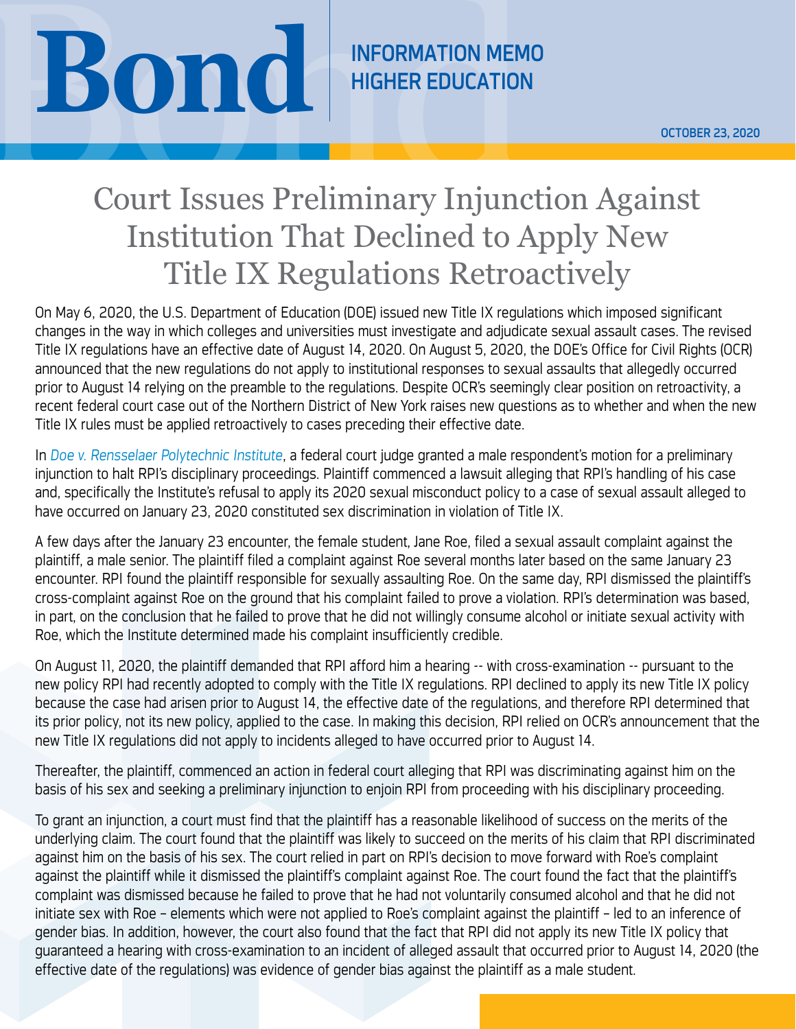# Bond

INFORMATION MEMO
HIGHER EDUCATION

OCTOBER 23, 2020

# Court Issues Preliminary Injunction Against Institution That Declined to Apply New Title IX Regulations Retroactively

On May 6, 2020, the U.S. Department of Education (DOE) issued new Title IX regulations which imposed significant changes in the way in which colleges and universities must investigate and adjudicate sexual assault cases. The revised Title IX regulations have an effective date of August 14, 2020. On August 5, 2020, the DOE's Office for Civil Rights (OCR) announced that the new regulations do not apply to institutional responses to sexual assaults that allegedly occurred prior to August 14 relying on the preamble to the regulations. Despite OCR's seemingly clear position on retroactivity, a recent federal court case out of the Northern District of New York raises new questions as to whether and when the new Title IX rules must be applied retroactively to cases preceding their effective date.

In *Doe v. Rensselaer Polytechnic Institute*, a federal court judge granted a male respondent's motion for a preliminary injunction to halt RPI's disciplinary proceedings. Plaintiff commenced a lawsuit alleging that RPI's handling of his case and, specifically the Institute's refusal to apply its 2020 sexual misconduct policy to a case of sexual assault alleged to have occurred on January 23, 2020 constituted sex discrimination in violation of Title IX.

A few days after the January 23 encounter, the female student, Jane Roe, filed a sexual assault complaint against the plaintiff, a male senior. The plaintiff filed a complaint against Roe several months later based on the same January 23 encounter. RPI found the plaintiff responsible for sexually assaulting Roe. On the same day, RPI dismissed the plaintiff's cross-complaint against Roe on the ground that his complaint failed to prove a violation. RPI's determination was based, in part, on the conclusion that he failed to prove that he did not willingly consume alcohol or initiate sexual activity with Roe, which the Institute determined made his complaint insufficiently credible.

On August 11, 2020, the plaintiff demanded that RPI afford him a hearing -- with cross-examination -- pursuant to the new policy RPI had recently adopted to comply with the Title IX regulations. RPI declined to apply its new Title IX policy because the case had arisen prior to August 14, the effective date of the regulations, and therefore RPI determined that its prior policy, not its new policy, applied to the case. In making this decision, RPI relied on OCR's announcement that the new Title IX regulations did not apply to incidents alleged to have occurred prior to August 14.

Thereafter, the plaintiff, commenced an action in federal court alleging that RPI was discriminating against him on the basis of his sex and seeking a preliminary injunction to enjoin RPI from proceeding with his disciplinary proceeding.

To grant an injunction, a court must find that the plaintiff has a reasonable likelihood of success on the merits of the underlying claim. The court found that the plaintiff was likely to succeed on the merits of his claim that RPI discriminated against him on the basis of his sex. The court relied in part on RPI's decision to move forward with Roe's complaint against the plaintiff while it dismissed the plaintiff's complaint against Roe. The court found the fact that the plaintiff's complaint was dismissed because he failed to prove that he had not voluntarily consumed alcohol and that he did not initiate sex with Roe – elements which were not applied to Roe's complaint against the plaintiff – led to an inference of gender bias. In addition, however, the court also found that the fact that RPI did not apply its new Title IX policy that guaranteed a hearing with cross-examination to an incident of alleged assault that occurred prior to August 14, 2020 (the effective date of the regulations) was evidence of gender bias against the plaintiff as a male student.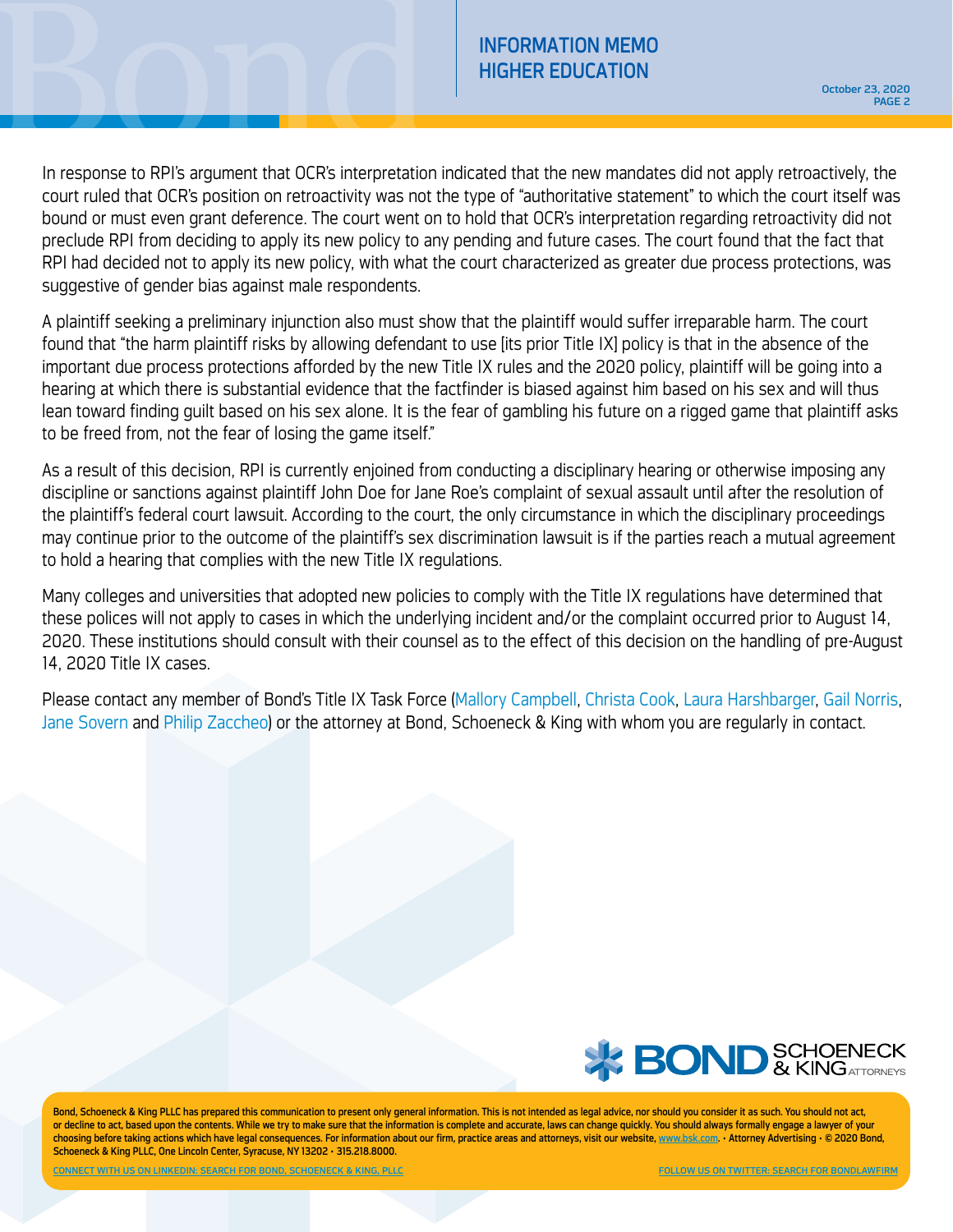In response to RPI's argument that OCR's interpretation indicated that the new mandates did not apply retroactively, the court ruled that OCR's position on retroactivity was not the type of "authoritative statement" to which the court itself was bound or must even grant deference. The court went on to hold that OCR's interpretation regarding retroactivity did not preclude RPI from deciding to apply its new policy to any pending and future cases. The court found that the fact that RPI had decided not to apply its new policy, with what the court characterized as greater due process protections, was suggestive of gender bias against male respondents.

A plaintiff seeking a preliminary injunction also must show that the plaintiff would suffer irreparable harm. The court found that "the harm plaintiff risks by allowing defendant to use [its prior Title IX] policy is that in the absence of the important due process protections afforded by the new Title IX rules and the 2020 policy, plaintiff will be going into a hearing at which there is substantial evidence that the factfinder is biased against him based on his sex and will thus lean toward finding guilt based on his sex alone. It is the fear of gambling his future on a rigged game that plaintiff asks to be freed from, not the fear of losing the game itself."

As a result of this decision, RPI is currently enjoined from conducting a disciplinary hearing or otherwise imposing any discipline or sanctions against plaintiff John Doe for Jane Roe's complaint of sexual assault until after the resolution of the plaintiff's federal court lawsuit. According to the court, the only circumstance in which the disciplinary proceedings may continue prior to the outcome of the plaintiff's sex discrimination lawsuit is if the parties reach a mutual agreement to hold a hearing that complies with the new Title IX regulations.

Many colleges and universities that adopted new policies to comply with the Title IX regulations have determined that these polices will not apply to cases in which the underlying incident and/or the complaint occurred prior to August 14, 2020. These institutions should consult with their counsel as to the effect of this decision on the handling of pre-August 14, 2020 Title IX cases.

Please contact any member of Bond's Title IX Task Force (Mallory Campbell, Christa Cook, Laura Harshbarger, Gail Norris, Jane Sovern and Philip Zaccheo) or the attorney at Bond, Schoeneck & King with whom you are regularly in contact.

Bond, Schoeneck & King PLLC has prepared this communication to present only general information. This is not intended as legal advice, nor should you consider it as such. You should not act, or decline to act, based upon the contents. While we try to make sure that the information is complete and accurate, laws can change quickly. You should always formally engage a lawyer of your choosing before taking actions which have legal consequences. For information about our firm, practice areas and attorneys, visit our website, www.bsk.com. • Attorney Advertising • © 2020 Bond, Schoeneck & King PLLC, One Lincoln Center, Syracuse, NY 13202 • 315.218.8000.

CONNECT WITH US ON LINKEDIN: SEARCH FOR BOND, SCHOENECK & KING, PLLC

FOLLOW US ON TWITTER: SEARCH FOR BONDLAWFIRM